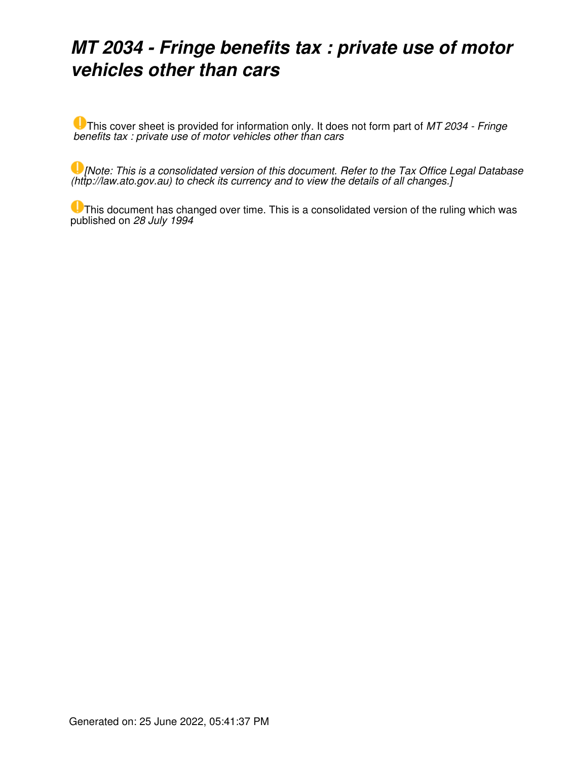# *MT 2034 - Fringe benefits tax : private use of motor vehicles other than cars*

This cover sheet is provided for information only. It does not form part of *MT 2034 - Fringe benefits tax : private use of motor vehicles other than cars*

*[Note: This is a consolidated version of this document. Refer to the Tax Office Legal Database (http://law.ato.gov.au) to check its currency and to view the details of all changes.]*

This document has changed over time. This is a consolidated version of the ruling which was published on *28 July 1994*

Generated on: 25 June 2022, 05:41:37 PM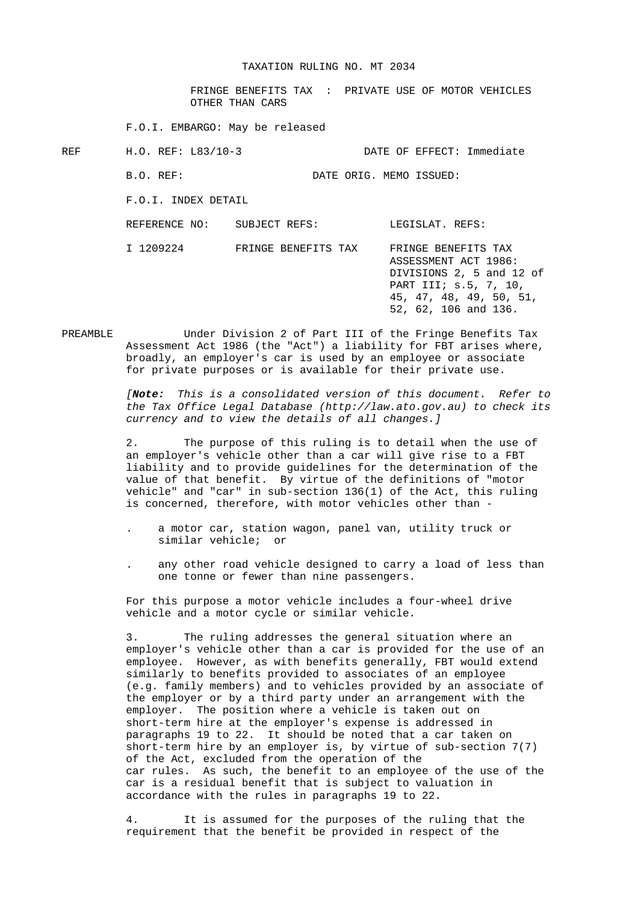TAXATION RULING NO. MT 2034

FRINGE BENEFITS TAX : PRIVATE USE OF MOTOR VEHICLES OTHER THAN CARS

F.O.I. EMBARGO: May be released

REF H.O. REF: L83/10-3 DATE OF EFFECT: Immediate

B.O. REF: DATE ORIG. MEMO ISSUED:

F.O.I. INDEX DETAIL

| REFERENCE NO: | SUBJECT REFS: | LEGISLAT. REFS: |
|---|---|---|
| I 1209224 | FRINGE BENEFITS TAX | FRINGE BENEFITS TAX ASSESSMENT ACT 1986: DIVISIONS 2, 5 and 12 of PART III; s.5, 7, 10, 45, 47, 48, 49, 50, 51, 52, 62, 106 and 136. |

PREAMBLE Under Division 2 of Part III of the Fringe Benefits Tax Assessment Act 1986 (the "Act") a liability for FBT arises where, broadly, an employer's car is used by an employee or associate for private purposes or is available for their private use.

[***Note:*** *This is a consolidated version of this document. Refer to the Tax Office Legal Database (http://law.ato.gov.au) to check its currency and to view the details of all changes.]*

2. The purpose of this ruling is to detail when the use of an employer's vehicle other than a car will give rise to a FBT liability and to provide guidelines for the determination of the value of that benefit. By virtue of the definitions of "motor vehicle" and "car" in sub-section 136(1) of the Act, this ruling is concerned, therefore, with motor vehicles other than -

- a motor car, station wagon, panel van, utility truck or similar vehicle; or
- any other road vehicle designed to carry a load of less than one tonne or fewer than nine passengers.

For this purpose a motor vehicle includes a four-wheel drive vehicle and a motor cycle or similar vehicle.

3. The ruling addresses the general situation where an employer's vehicle other than a car is provided for the use of an employee. However, as with benefits generally, FBT would extend similarly to benefits provided to associates of an employee (e.g. family members) and to vehicles provided by an associate of the employer or by a third party under an arrangement with the employer. The position where a vehicle is taken out on short-term hire at the employer's expense is addressed in paragraphs 19 to 22. It should be noted that a car taken on short-term hire by an employer is, by virtue of sub-section 7(7) of the Act, excluded from the operation of the car rules. As such, the benefit to an employee of the use of the car is a residual benefit that is subject to valuation in accordance with the rules in paragraphs 19 to 22.

4. It is assumed for the purposes of the ruling that the requirement that the benefit be provided in respect of the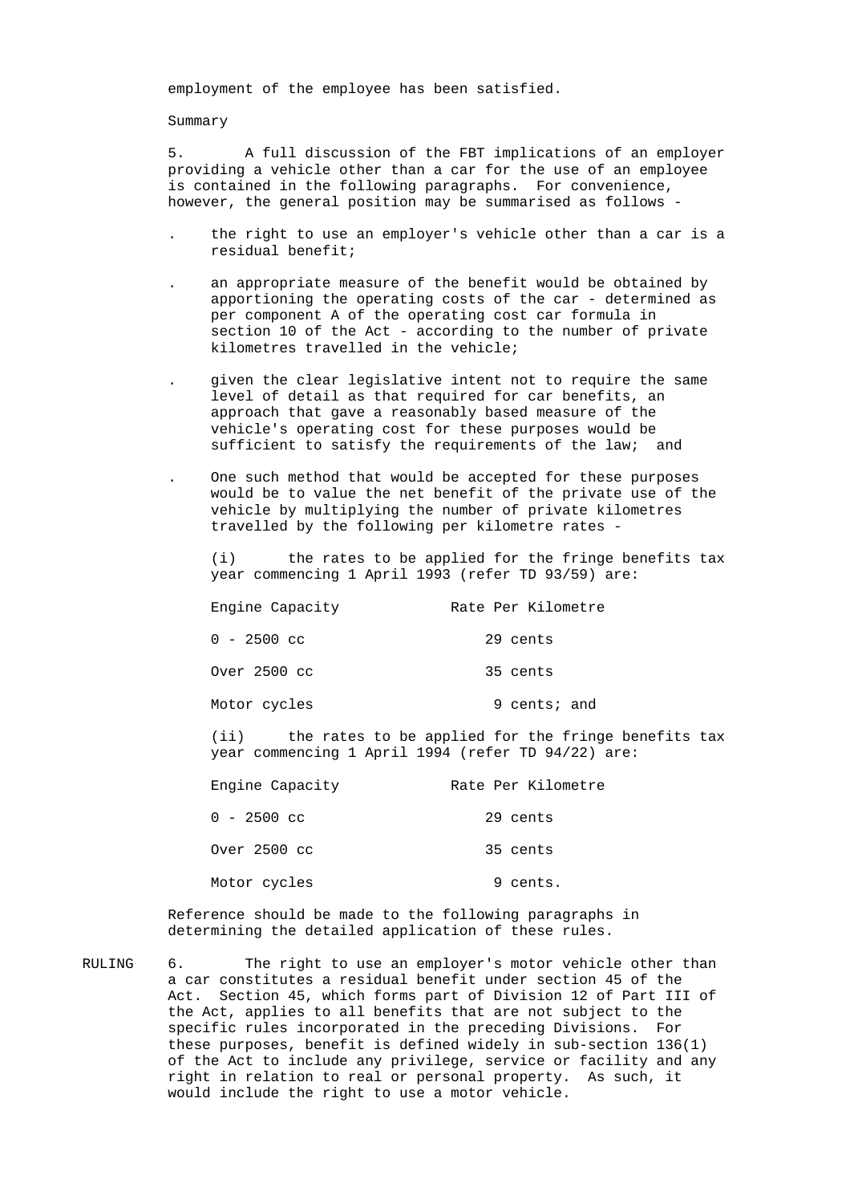employment of the employee has been satisfied.

Summary

5. A full discussion of the FBT implications of an employer providing a vehicle other than a car for the use of an employee is contained in the following paragraphs. For convenience, however, the general position may be summarised as follows -

- the right to use an employer's vehicle other than a car is a residual benefit;
- an appropriate measure of the benefit would be obtained by apportioning the operating costs of the car - determined as per component A of the operating cost car formula in section 10 of the Act - according to the number of private kilometres travelled in the vehicle;
- given the clear legislative intent not to require the same level of detail as that required for car benefits, an approach that gave a reasonably based measure of the vehicle's operating cost for these purposes would be sufficient to satisfy the requirements of the law; and
- One such method that would be accepted for these purposes would be to value the net benefit of the private use of the vehicle by multiplying the number of private kilometres travelled by the following per kilometre rates -

  (i) the rates to be applied for the fringe benefits tax year commencing 1 April 1993 (refer TD 93/59) are:

  | Engine Capacity | Rate Per Kilometre |
  | --- | --- |
  | 0 - 2500 cc | 29 cents |
  | Over 2500 cc | 35 cents |
  | Motor cycles | 9 cents; and |

  (ii) the rates to be applied for the fringe benefits tax year commencing 1 April 1994 (refer TD 94/22) are:

  | Engine Capacity | Rate Per Kilometre |
  | --- | --- |
  | 0 - 2500 cc | 29 cents |
  | Over 2500 cc | 35 cents |
  | Motor cycles | 9 cents. |

Reference should be made to the following paragraphs in determining the detailed application of these rules.

RULING

6. The right to use an employer's motor vehicle other than a car constitutes a residual benefit under section 45 of the Act. Section 45, which forms part of Division 12 of Part III of the Act, applies to all benefits that are not subject to the specific rules incorporated in the preceding Divisions. For these purposes, benefit is defined widely in sub-section 136(1) of the Act to include any privilege, service or facility and any right in relation to real or personal property. As such, it would include the right to use a motor vehicle.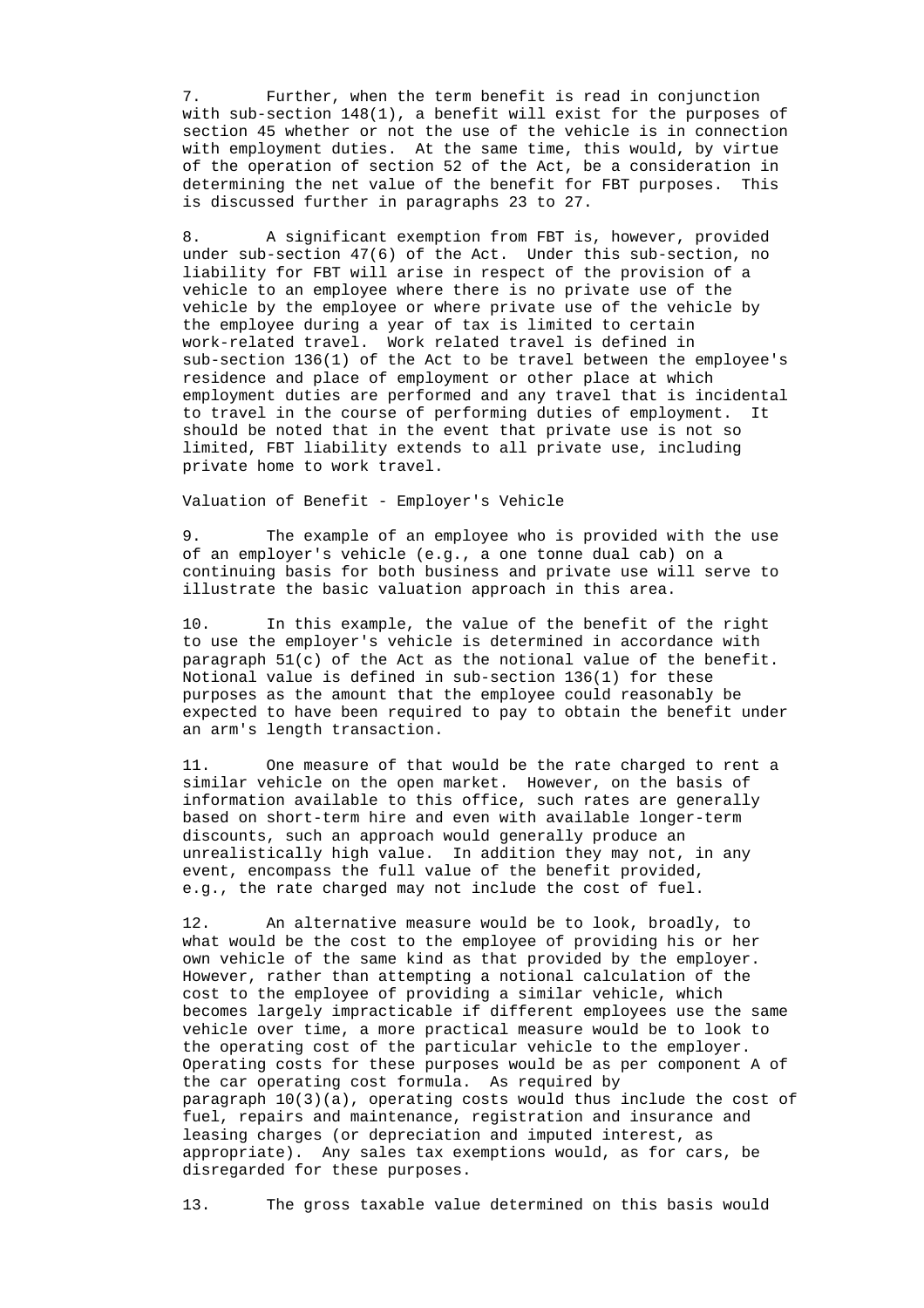7. Further, when the term benefit is read in conjunction with sub-section 148(1), a benefit will exist for the purposes of section 45 whether or not the use of the vehicle is in connection with employment duties. At the same time, this would, by virtue of the operation of section 52 of the Act, be a consideration in determining the net value of the benefit for FBT purposes. This is discussed further in paragraphs 23 to 27.

8. A significant exemption from FBT is, however, provided under sub-section 47(6) of the Act. Under this sub-section, no liability for FBT will arise in respect of the provision of a vehicle to an employee where there is no private use of the vehicle by the employee or where private use of the vehicle by the employee during a year of tax is limited to certain work-related travel. Work related travel is defined in sub-section 136(1) of the Act to be travel between the employee's residence and place of employment or other place at which employment duties are performed and any travel that is incidental to travel in the course of performing duties of employment. It should be noted that in the event that private use is not so limited, FBT liability extends to all private use, including private home to work travel.

Valuation of Benefit - Employer's Vehicle

9. The example of an employee who is provided with the use of an employer's vehicle (e.g., a one tonne dual cab) on a continuing basis for both business and private use will serve to illustrate the basic valuation approach in this area.

10. In this example, the value of the benefit of the right to use the employer's vehicle is determined in accordance with paragraph 51(c) of the Act as the notional value of the benefit. Notional value is defined in sub-section 136(1) for these purposes as the amount that the employee could reasonably be expected to have been required to pay to obtain the benefit under an arm's length transaction.

11. One measure of that would be the rate charged to rent a similar vehicle on the open market. However, on the basis of information available to this office, such rates are generally based on short-term hire and even with available longer-term discounts, such an approach would generally produce an unrealistically high value. In addition they may not, in any event, encompass the full value of the benefit provided, e.g., the rate charged may not include the cost of fuel.

12. An alternative measure would be to look, broadly, to what would be the cost to the employee of providing his or her own vehicle of the same kind as that provided by the employer. However, rather than attempting a notional calculation of the cost to the employee of providing a similar vehicle, which becomes largely impracticable if different employees use the same vehicle over time, a more practical measure would be to look to the operating cost of the particular vehicle to the employer. Operating costs for these purposes would be as per component A of the car operating cost formula. As required by paragraph 10(3)(a), operating costs would thus include the cost of fuel, repairs and maintenance, registration and insurance and leasing charges (or depreciation and imputed interest, as appropriate). Any sales tax exemptions would, as for cars, be disregarded for these purposes.

13. The gross taxable value determined on this basis would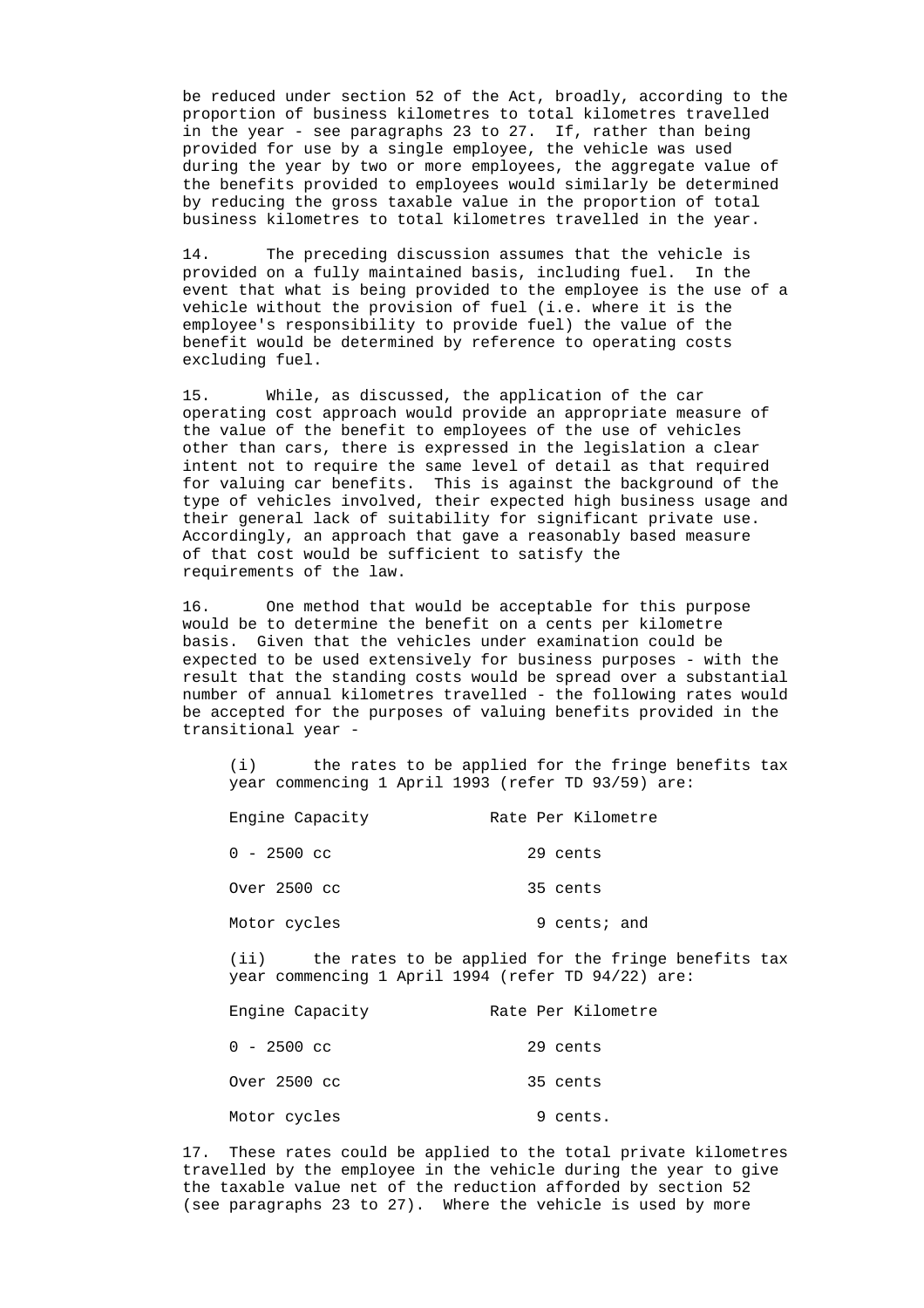be reduced under section 52 of the Act, broadly, according to the proportion of business kilometres to total kilometres travelled in the year - see paragraphs 23 to 27. If, rather than being provided for use by a single employee, the vehicle was used during the year by two or more employees, the aggregate value of the benefits provided to employees would similarly be determined by reducing the gross taxable value in the proportion of total business kilometres to total kilometres travelled in the year.

14. The preceding discussion assumes that the vehicle is provided on a fully maintained basis, including fuel. In the event that what is being provided to the employee is the use of a vehicle without the provision of fuel (i.e. where it is the employee's responsibility to provide fuel) the value of the benefit would be determined by reference to operating costs excluding fuel.

15. While, as discussed, the application of the car operating cost approach would provide an appropriate measure of the value of the benefit to employees of the use of vehicles other than cars, there is expressed in the legislation a clear intent not to require the same level of detail as that required for valuing car benefits. This is against the background of the type of vehicles involved, their expected high business usage and their general lack of suitability for significant private use. Accordingly, an approach that gave a reasonably based measure of that cost would be sufficient to satisfy the requirements of the law.

16. One method that would be acceptable for this purpose would be to determine the benefit on a cents per kilometre basis. Given that the vehicles under examination could be expected to be used extensively for business purposes - with the result that the standing costs would be spread over a substantial number of annual kilometres travelled - the following rates would be accepted for the purposes of valuing benefits provided in the transitional year -

(i) the rates to be applied for the fringe benefits tax year commencing 1 April 1993 (refer TD 93/59) are:

| Engine Capacity | Rate Per Kilometre |
|---|---|
| 0 - 2500 cc | 29 cents |
| Over 2500 cc | 35 cents |
| Motor cycles | 9 cents; and |

(ii) the rates to be applied for the fringe benefits tax year commencing 1 April 1994 (refer TD 94/22) are:

| Engine Capacity | Rate Per Kilometre |
|---|---|
| 0 - 2500 cc | 29 cents |
| Over 2500 cc | 35 cents |
| Motor cycles | 9 cents. |

17. These rates could be applied to the total private kilometres travelled by the employee in the vehicle during the year to give the taxable value net of the reduction afforded by section 52 (see paragraphs 23 to 27). Where the vehicle is used by more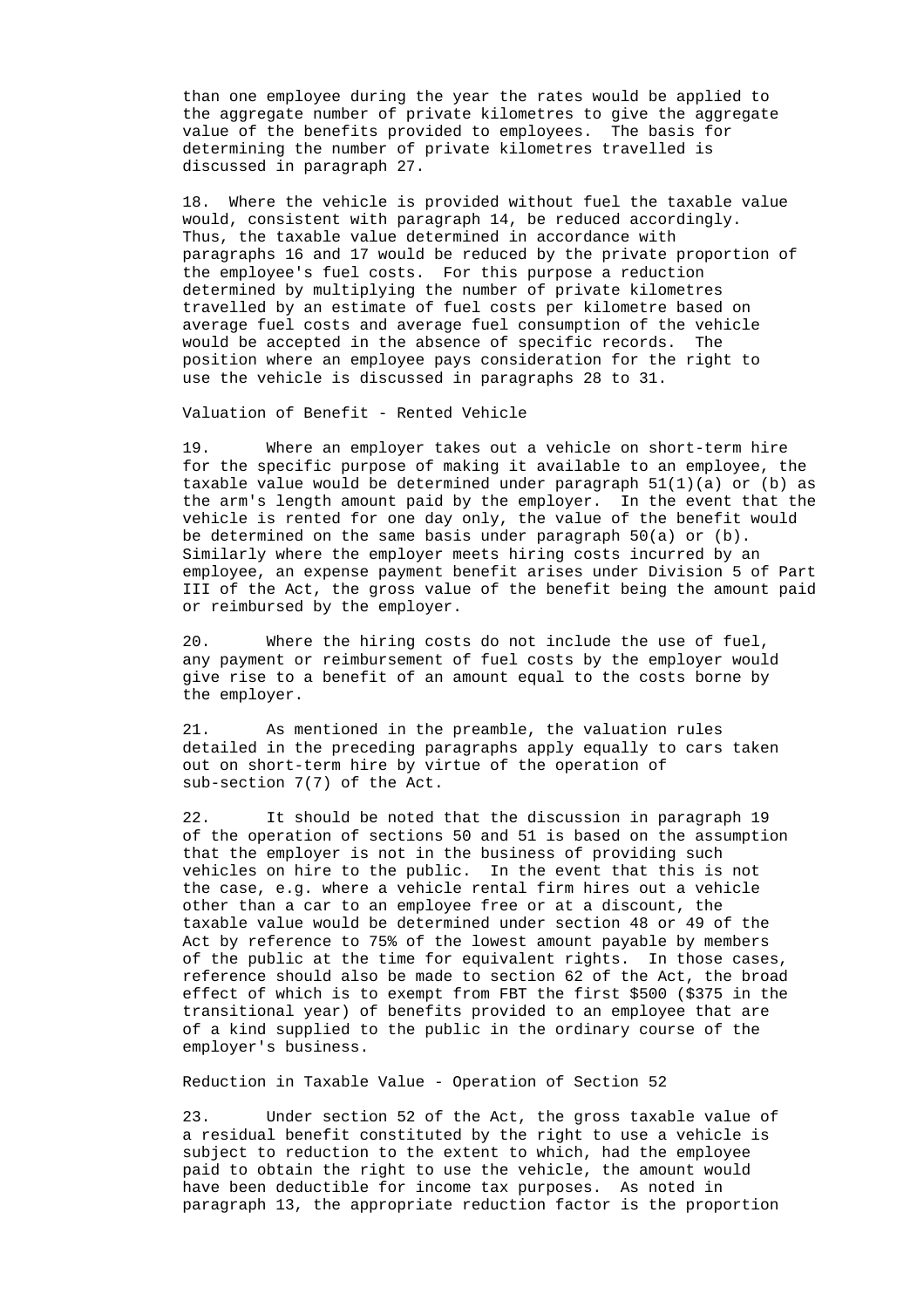than one employee during the year the rates would be applied to the aggregate number of private kilometres to give the aggregate value of the benefits provided to employees. The basis for determining the number of private kilometres travelled is discussed in paragraph 27.

18. Where the vehicle is provided without fuel the taxable value would, consistent with paragraph 14, be reduced accordingly. Thus, the taxable value determined in accordance with paragraphs 16 and 17 would be reduced by the private proportion of the employee's fuel costs. For this purpose a reduction determined by multiplying the number of private kilometres travelled by an estimate of fuel costs per kilometre based on average fuel costs and average fuel consumption of the vehicle would be accepted in the absence of specific records. The position where an employee pays consideration for the right to use the vehicle is discussed in paragraphs 28 to 31.

Valuation of Benefit - Rented Vehicle

19. Where an employer takes out a vehicle on short-term hire for the specific purpose of making it available to an employee, the taxable value would be determined under paragraph 51(1)(a) or (b) as the arm's length amount paid by the employer. In the event that the vehicle is rented for one day only, the value of the benefit would be determined on the same basis under paragraph 50(a) or (b). Similarly where the employer meets hiring costs incurred by an employee, an expense payment benefit arises under Division 5 of Part III of the Act, the gross value of the benefit being the amount paid or reimbursed by the employer.

20. Where the hiring costs do not include the use of fuel, any payment or reimbursement of fuel costs by the employer would give rise to a benefit of an amount equal to the costs borne by the employer.

21. As mentioned in the preamble, the valuation rules detailed in the preceding paragraphs apply equally to cars taken out on short-term hire by virtue of the operation of sub-section 7(7) of the Act.

22. It should be noted that the discussion in paragraph 19 of the operation of sections 50 and 51 is based on the assumption that the employer is not in the business of providing such vehicles on hire to the public. In the event that this is not the case, e.g. where a vehicle rental firm hires out a vehicle other than a car to an employee free or at a discount, the taxable value would be determined under section 48 or 49 of the Act by reference to 75% of the lowest amount payable by members of the public at the time for equivalent rights. In those cases, reference should also be made to section 62 of the Act, the broad effect of which is to exempt from FBT the first $500 ($375 in the transitional year) of benefits provided to an employee that are of a kind supplied to the public in the ordinary course of the employer's business.

Reduction in Taxable Value - Operation of Section 52

23. Under section 52 of the Act, the gross taxable value of a residual benefit constituted by the right to use a vehicle is subject to reduction to the extent to which, had the employee paid to obtain the right to use the vehicle, the amount would have been deductible for income tax purposes. As noted in paragraph 13, the appropriate reduction factor is the proportion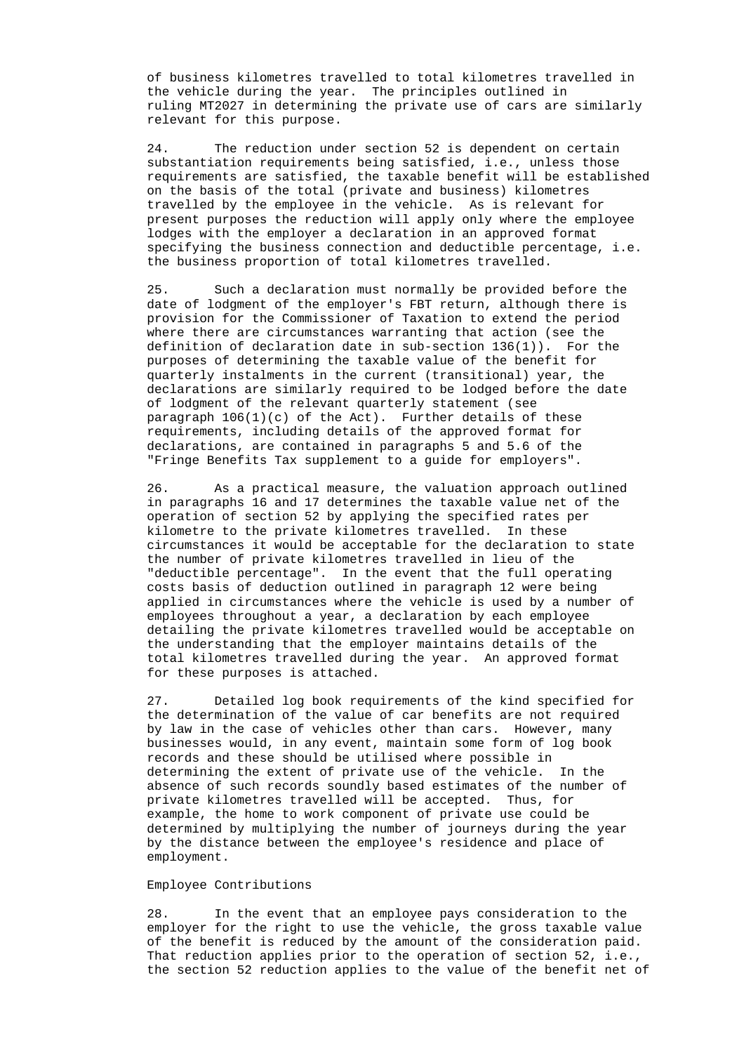of business kilometres travelled to total kilometres travelled in the vehicle during the year. The principles outlined in ruling MT2027 in determining the private use of cars are similarly relevant for this purpose.

24. The reduction under section 52 is dependent on certain substantiation requirements being satisfied, i.e., unless those requirements are satisfied, the taxable benefit will be established on the basis of the total (private and business) kilometres travelled by the employee in the vehicle. As is relevant for present purposes the reduction will apply only where the employee lodges with the employer a declaration in an approved format specifying the business connection and deductible percentage, i.e. the business proportion of total kilometres travelled.

25. Such a declaration must normally be provided before the date of lodgment of the employer's FBT return, although there is provision for the Commissioner of Taxation to extend the period where there are circumstances warranting that action (see the definition of declaration date in sub-section 136(1)). For the purposes of determining the taxable value of the benefit for quarterly instalments in the current (transitional) year, the declarations are similarly required to be lodged before the date of lodgment of the relevant quarterly statement (see paragraph 106(1)(c) of the Act). Further details of these requirements, including details of the approved format for declarations, are contained in paragraphs 5 and 5.6 of the "Fringe Benefits Tax supplement to a guide for employers".

26. As a practical measure, the valuation approach outlined in paragraphs 16 and 17 determines the taxable value net of the operation of section 52 by applying the specified rates per kilometre to the private kilometres travelled. In these circumstances it would be acceptable for the declaration to state the number of private kilometres travelled in lieu of the "deductible percentage". In the event that the full operating costs basis of deduction outlined in paragraph 12 were being applied in circumstances where the vehicle is used by a number of employees throughout a year, a declaration by each employee detailing the private kilometres travelled would be acceptable on the understanding that the employer maintains details of the total kilometres travelled during the year. An approved format for these purposes is attached.

27. Detailed log book requirements of the kind specified for the determination of the value of car benefits are not required by law in the case of vehicles other than cars. However, many businesses would, in any event, maintain some form of log book records and these should be utilised where possible in determining the extent of private use of the vehicle. In the absence of such records soundly based estimates of the number of private kilometres travelled will be accepted. Thus, for example, the home to work component of private use could be determined by multiplying the number of journeys during the year by the distance between the employee's residence and place of employment.

Employee Contributions

28. In the event that an employee pays consideration to the employer for the right to use the vehicle, the gross taxable value of the benefit is reduced by the amount of the consideration paid. That reduction applies prior to the operation of section 52, i.e., the section 52 reduction applies to the value of the benefit net of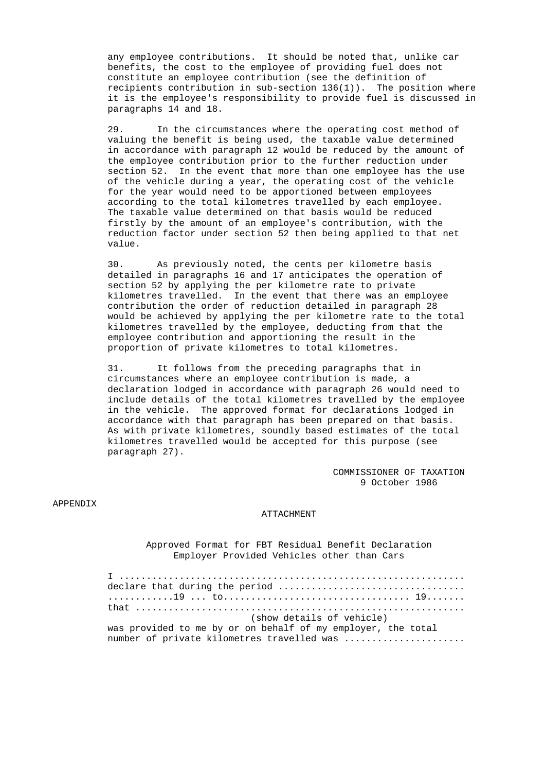any employee contributions. It should be noted that, unlike car benefits, the cost to the employee of providing fuel does not constitute an employee contribution (see the definition of recipients contribution in sub-section 136(1)). The position where it is the employee's responsibility to provide fuel is discussed in paragraphs 14 and 18.

29. In the circumstances where the operating cost method of valuing the benefit is being used, the taxable value determined in accordance with paragraph 12 would be reduced by the amount of the employee contribution prior to the further reduction under section 52. In the event that more than one employee has the use of the vehicle during a year, the operating cost of the vehicle for the year would need to be apportioned between employees according to the total kilometres travelled by each employee. The taxable value determined on that basis would be reduced firstly by the amount of an employee's contribution, with the reduction factor under section 52 then being applied to that net value.

30. As previously noted, the cents per kilometre basis detailed in paragraphs 16 and 17 anticipates the operation of section 52 by applying the per kilometre rate to private kilometres travelled. In the event that there was an employee contribution the order of reduction detailed in paragraph 28 would be achieved by applying the per kilometre rate to the total kilometres travelled by the employee, deducting from that the employee contribution and apportioning the result in the proportion of private kilometres to total kilometres.

31. It follows from the preceding paragraphs that in circumstances where an employee contribution is made, a declaration lodged in accordance with paragraph 26 would need to include details of the total kilometres travelled by the employee in the vehicle. The approved format for declarations lodged in accordance with that paragraph has been prepared on that basis. As with private kilometres, soundly based estimates of the total kilometres travelled would be accepted for this purpose (see paragraph 27).

COMMISSIONER OF TAXATION
9 October 1986

APPENDIX

ATTACHMENT

Approved Format for FBT Residual Benefit Declaration
Employer Provided Vehicles other than Cars

I ..............................................................
declare that during the period .................................
............19 ... to................................ 19.......
that ...........................................................
(show details of vehicle)
was provided to me by or on behalf of my employer, the total number of private kilometres travelled was .....................